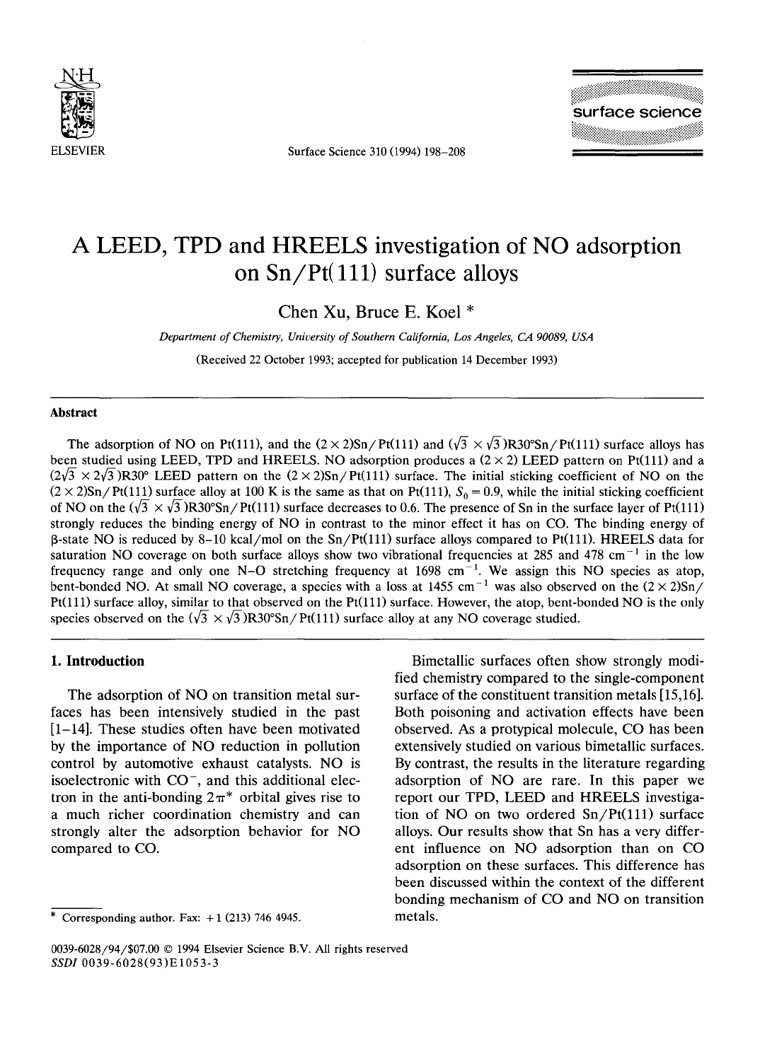# A LEED, TPD and HREELS investigation of NO adsorption on Sn/Pt(111) surface alloys

Chen Xu, Bruce E. Koel *

*Department of Chemistry, University of Southern California, Los Angeles, CA 90089, USA*

(Received 22 October 1993; accepted for publication 14 December 1993)

## Abstract

The adsorption of NO on Pt(111), and the $(2 \times 2)$Sn/Pt(111) and $(\sqrt{3} \times \sqrt{3})$R30°Sn/Pt(111) surface alloys has been studied using LEED, TPD and HREELS. NO adsorption produces a $(2 \times 2)$ LEED pattern on Pt(111) and a $(2\sqrt{3} \times 2\sqrt{3})$R30° LEED pattern on the $(2 \times 2)$Sn/Pt(111) surface. The initial sticking coefficient of NO on the $(2 \times 2)$Sn/Pt(111) surface alloy at 100 K is the same as that on Pt(111), $S_0 = 0.9$, while the initial sticking coefficient of NO on the $(\sqrt{3} \times \sqrt{3})$R30°Sn/Pt(111) surface decreases to 0.6. The presence of Sn in the surface layer of Pt(111) strongly reduces the binding energy of NO in contrast to the minor effect it has on CO. The binding energy of β-state NO is reduced by 8–10 kcal/mol on the Sn/Pt(111) surface alloys compared to Pt(111). HREELS data for saturation NO coverage on both surface alloys show two vibrational frequencies at 285 and 478 $cm^{-1}$ in the low frequency range and only one N–O stretching frequency at 1698 $cm^{-1}$. We assign this NO species as atop, bent-bonded NO. At small NO coverage, a species with a loss at 1455 $cm^{-1}$ was also observed on the $(2 \times 2)$Sn/Pt(111) surface alloy, similar to that observed on the Pt(111) surface. However, the atop, bent-bonded NO is the only species observed on the $(\sqrt{3} \times \sqrt{3})$R30°Sn/Pt(111) surface alloy at any NO coverage studied.

## 1. Introduction

The adsorption of NO on transition metal surfaces has been intensively studied in the past [1–14]. These studies often have been motivated by the importance of NO reduction in pollution control by automotive exhaust catalysts. NO is isoelectronic with $CO^-$, and this additional electron in the anti-bonding $2\pi^*$ orbital gives rise to a much richer coordination chemistry and can strongly alter the adsorption behavior for NO compared to CO.

Bimetallic surfaces often show strongly modified chemistry compared to the single-component surface of the constituent transition metals [15,16]. Both poisoning and activation effects have been observed. As a protypical molecule, CO has been extensively studied on various bimetallic surfaces. By contrast, the results in the literature regarding adsorption of NO are rare. In this paper we report our TPD, LEED and HREELS investigation of NO on two ordered Sn/Pt(111) surface alloys. Our results show that Sn has a very different influence on NO adsorption than on CO adsorption on these surfaces. This difference has been discussed within the context of the different bonding mechanism of CO and NO on transition metals.

* Corresponding author. Fax: +1 (213) 746 4945.

0039-6028/94/$07.00 © 1994 Elsevier Science B.V. All rights reserved
SSDI 0039-6028(93)E1053-3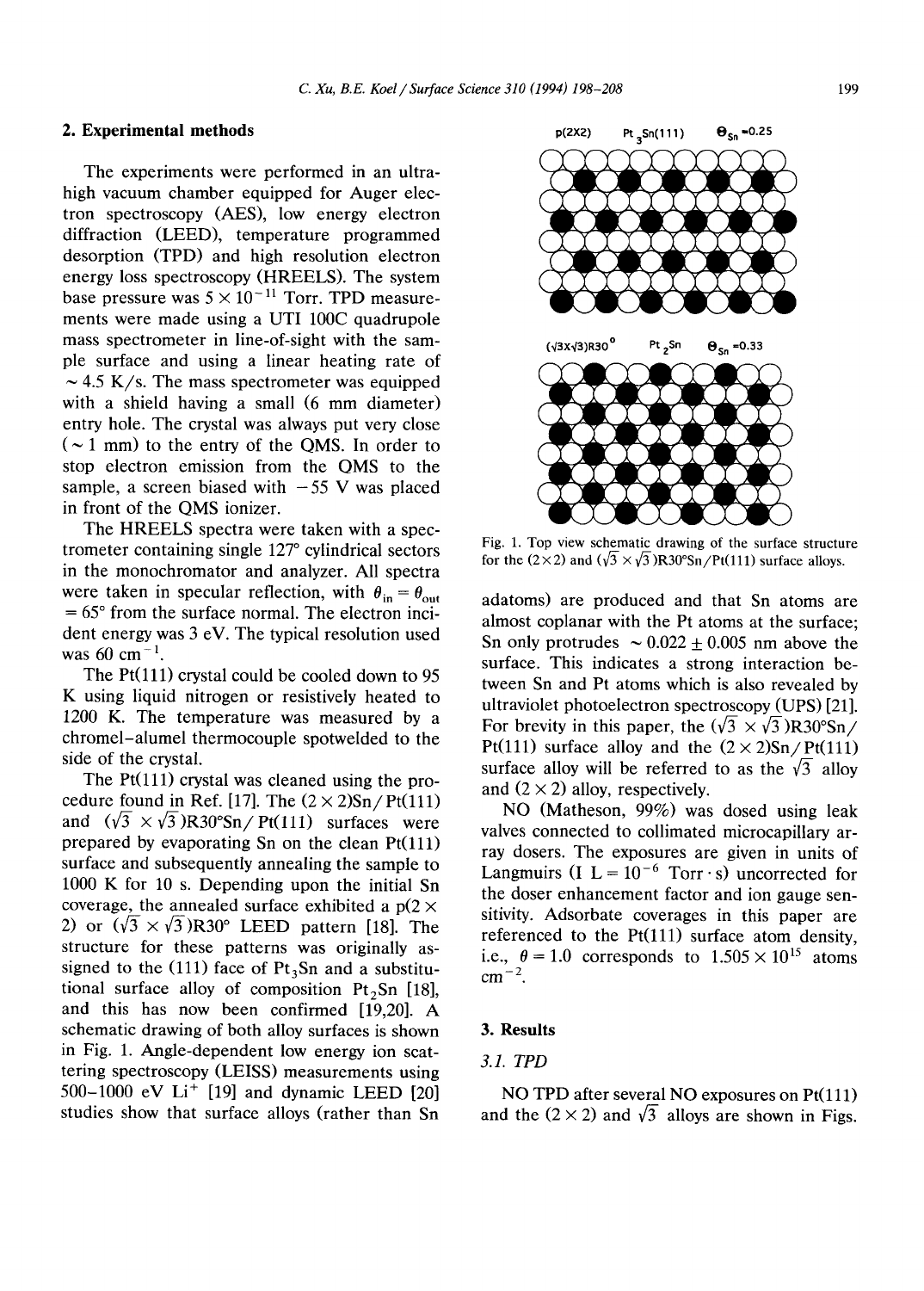## 2. Experimental methods

The experiments were performed in an ultrahigh vacuum chamber equipped for Auger electron spectroscopy (AES), low energy electron diffraction (LEED), temperature programmed desorption (TPD) and high resolution electron energy loss spectroscopy (HREELS). The system base pressure was $5 \times 10^{-11}$ Torr. TPD measurements were made using a UTI 100C quadrupole mass spectrometer in line-of-sight with the sample surface and using a linear heating rate of ~ 4.5 K/s. The mass spectrometer was equipped with a shield having a small (6 mm diameter) entry hole. The crystal was always put very close (~ 1 mm) to the entry of the QMS. In order to stop electron emission from the QMS to the sample, a screen biased with −55 V was placed in front of the QMS ionizer.

The HREELS spectra were taken with a spectrometer containing single 127° cylindrical sectors in the monochromator and analyzer. All spectra were taken in specular reflection, with $\theta_{in} = \theta_{out} = 65°$ from the surface normal. The electron incident energy was 3 eV. The typical resolution used was 60 $cm^{-1}$.

The Pt(111) crystal could be cooled down to 95 K using liquid nitrogen or resistively heated to 1200 K. The temperature was measured by a chromel–alumel thermocouple spotwelded to the side of the crystal.

The Pt(111) crystal was cleaned using the procedure found in Ref. [17]. The (2 × 2)Sn/Pt(111) and ($\sqrt{3} \times \sqrt{3}$)R30°Sn/Pt(111) surfaces were prepared by evaporating Sn on the clean Pt(111) surface and subsequently annealing the sample to 1000 K for 10 s. Depending upon the initial Sn coverage, the annealed surface exhibited a p(2 × 2) or ($\sqrt{3} \times \sqrt{3}$)R30° LEED pattern [18]. The structure for these patterns was originally assigned to the (111) face of $Pt_3Sn$ and a substitutional surface alloy of composition $Pt_2Sn$ [18], and this has now been confirmed [19,20]. A schematic drawing of both alloy surfaces is shown in Fig. 1. Angle-dependent low energy ion scattering spectroscopy (LEISS) measurements using 500–1000 eV $Li^+$ [19] and dynamic LEED [20] studies show that surface alloys (rather than Sn adatoms) are produced and that Sn atoms are almost coplanar with the Pt atoms at the surface; Sn only protrudes ~ 0.022 ± 0.005 nm above the surface. This indicates a strong interaction between Sn and Pt atoms which is also revealed by ultraviolet photoelectron spectroscopy (UPS) [21]. For brevity in this paper, the ($\sqrt{3} \times \sqrt{3}$)R30°Sn/Pt(111) surface alloy and the (2 × 2)Sn/Pt(111) surface alloy will be referred to as the $\sqrt{3}$ alloy and (2 × 2) alloy, respectively.

p(2X2) $Pt_3Sn(111)$ $\theta_{Sn}$=0.25

($\sqrt{3}$x$\sqrt{3}$)R30° $Pt_2Sn$ $\theta_{Sn}$=0.33

Fig. 1. Top view schematic drawing of the surface structure for the (2 × 2) and ($\sqrt{3} \times \sqrt{3}$)R30°Sn/Pt(111) surface alloys.

NO (Matheson, 99%) was dosed using leak valves connected to collimated microcapillary array dosers. The exposures are given in units of Langmuirs (1 L = $10^{-6}$ Torr · s) uncorrected for the doser enhancement factor and ion gauge sensitivity. Adsorbate coverages in this paper are referenced to the Pt(111) surface atom density, i.e., $\theta = 1.0$ corresponds to $1.505 \times 10^{15}$ atoms $cm^{-2}$.

## 3. Results

### 3.1. TPD

NO TPD after several NO exposures on Pt(111) and the (2 × 2) and $\sqrt{3}$ alloys are shown in Figs.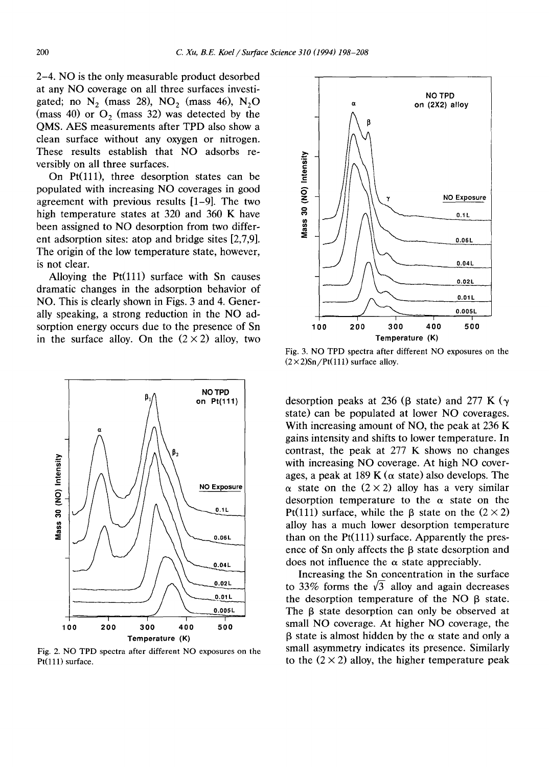2–4. NO is the only measurable product desorbed at any NO coverage on all three surfaces investigated; no $N_2$ (mass 28), $NO_2$ (mass 46), $N_2O$ (mass 40) or $O_2$ (mass 32) was detected by the QMS. AES measurements after TPD also show a clean surface without any oxygen or nitrogen. These results establish that NO adsorbs reversibly on all three surfaces.

On Pt(111), three desorption states can be populated with increasing NO coverages in good agreement with previous results [1–9]. The two high temperature states at 320 and 360 K have been assigned to NO desorption from two different adsorption sites: atop and bridge sites [2,7,9]. The origin of the low temperature state, however, is not clear.

Alloying the Pt(111) surface with Sn causes dramatic changes in the adsorption behavior of NO. This is clearly shown in Figs. 3 and 4. Generally speaking, a strong reduction in the NO adsorption energy occurs due to the presence of Sn in the surface alloy. On the $(2 \times 2)$ alloy, two desorption peaks at 236 (β state) and 277 K (γ state) can be populated at lower NO coverages. With increasing amount of NO, the peak at 236 K gains intensity and shifts to lower temperature. In contrast, the peak at 277 K shows no changes with increasing NO coverage. At high NO coverages, a peak at 189 K (α state) also develops. The α state on the $(2 \times 2)$ alloy has a very similar desorption temperature to the α state on the Pt(111) surface, while the β state on the $(2 \times 2)$ alloy has a much lower desorption temperature than on the Pt(111) surface. Apparently the presence of Sn only affects the β state desorption and does not influence the α state appreciably.

Fig. 2. NO TPD spectra after different NO exposures on the Pt(111) surface.

Fig. 3. NO TPD spectra after different NO exposures on the $(2 \times 2)$Sn/Pt(111) surface alloy.

Increasing the Sn concentration in the surface to 33% forms the $\sqrt{3}$ alloy and again decreases the desorption temperature of the NO β state. The β state desorption can only be observed at small NO coverage. At higher NO coverage, the β state is almost hidden by the α state and only a small asymmetry indicates its presence. Similarly to the $(2 \times 2)$ alloy, the higher temperature peak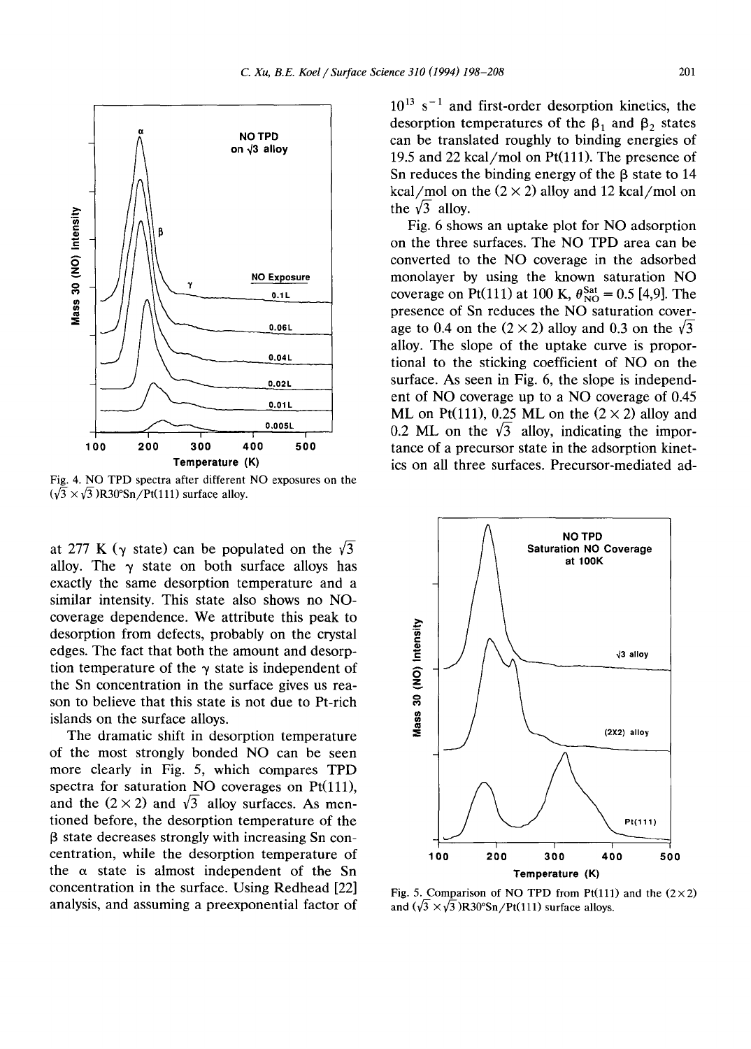Fig. 4. NO TPD spectra after different NO exposures on the $(\sqrt{3} \times \sqrt{3})R30°Sn/Pt(111)$ surface alloy.

at 277 K ($\gamma$ state) can be populated on the $\sqrt{3}$ alloy. The $\gamma$ state on both surface alloys has exactly the same desorption temperature and a similar intensity. This state also shows no NO-coverage dependence. We attribute this peak to desorption from defects, probably on the crystal edges. The fact that both the amount and desorption temperature of the $\gamma$ state is independent of the Sn concentration in the surface gives us reason to believe that this state is not due to Pt-rich islands on the surface alloys.

The dramatic shift in desorption temperature of the most strongly bonded NO can be seen more clearly in Fig. 5, which compares TPD spectra for saturation NO coverages on Pt(111), and the $(2 \times 2)$ and $\sqrt{3}$ alloy surfaces. As mentioned before, the desorption temperature of the $\beta$ state decreases strongly with increasing Sn concentration, while the desorption temperature of the $\alpha$ state is almost independent of the Sn concentration in the surface. Using Redhead [22] analysis, and assuming a preexponential factor of $10^{13}$ $s^{-1}$ and first-order desorption kinetics, the desorption temperatures of the $\beta_1$ and $\beta_2$ states can be translated roughly to binding energies of 19.5 and 22 kcal/mol on Pt(111). The presence of Sn reduces the binding energy of the $\beta$ state to 14 kcal/mol on the $(2 \times 2)$ alloy and 12 kcal/mol on the $\sqrt{3}$ alloy.

Fig. 6 shows an uptake plot for NO adsorption on the three surfaces. The NO TPD area can be converted to the NO coverage in the adsorbed monolayer by using the known saturation NO coverage on Pt(111) at 100 K, $\theta_{NO}^{Sat} = 0.5$ [4,9]. The presence of Sn reduces the NO saturation coverage to 0.4 on the $(2 \times 2)$ alloy and 0.3 on the $\sqrt{3}$ alloy. The slope of the uptake curve is proportional to the sticking coefficient of NO on the surface. As seen in Fig. 6, the slope is independent of NO coverage up to a NO coverage of 0.45 ML on Pt(111), 0.25 ML on the $(2 \times 2)$ alloy and 0.2 ML on the $\sqrt{3}$ alloy, indicating the importance of a precursor state in the adsorption kinetics on all three surfaces. Precursor-mediated ad-

Fig. 5. Comparison of NO TPD from Pt(111) and the $(2 \times 2)$ and $(\sqrt{3} \times \sqrt{3})R30°Sn/Pt(111)$ surface alloys.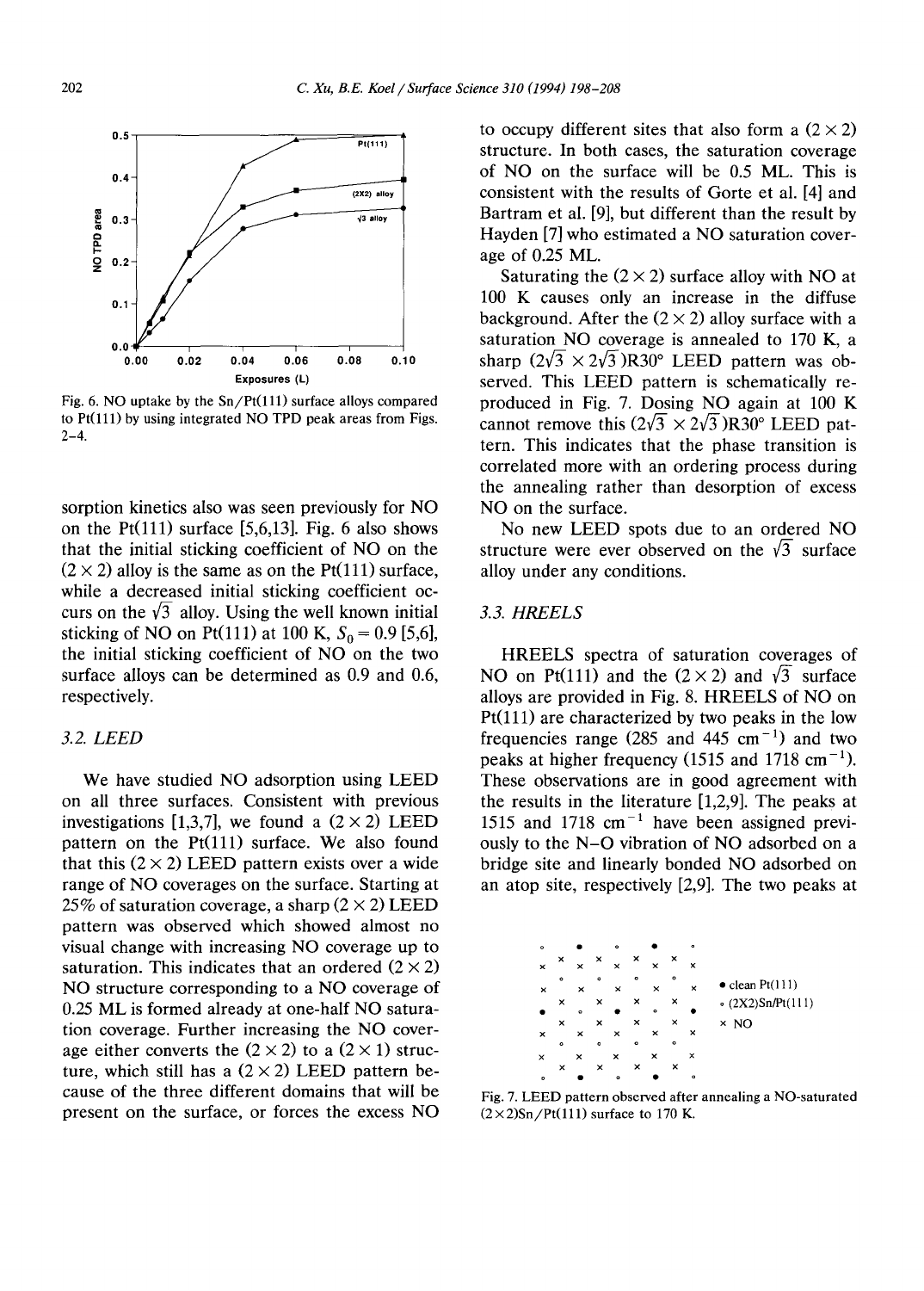Fig. 6. NO uptake by the Sn/Pt(111) surface alloys compared to Pt(111) by using integrated NO TPD peak areas from Figs. 2–4.

sorption kinetics also was seen previously for NO on the Pt(111) surface [5,6,13]. Fig. 6 also shows that the initial sticking coefficient of NO on the $(2 \times 2)$ alloy is the same as on the Pt(111) surface, while a decreased initial sticking coefficient occurs on the $\sqrt{3}$ alloy. Using the well known initial sticking of NO on Pt(111) at 100 K, $S_0 = 0.9$ [5,6], the initial sticking coefficient of NO on the two surface alloys can be determined as 0.9 and 0.6, respectively.

### 3.2. LEED

We have studied NO adsorption using LEED on all three surfaces. Consistent with previous investigations [1,3,7], we found a $(2 \times 2)$ LEED pattern on the Pt(111) surface. We also found that this $(2 \times 2)$ LEED pattern exists over a wide range of NO coverages on the surface. Starting at 25% of saturation coverage, a sharp $(2 \times 2)$ LEED pattern was observed which showed almost no visual change with increasing NO coverage up to saturation. This indicates that an ordered $(2 \times 2)$ NO structure corresponding to a NO coverage of 0.25 ML is formed already at one-half NO saturation coverage. Further increasing the NO coverage either converts the $(2 \times 2)$ to a $(2 \times 1)$ structure, which still has a $(2 \times 2)$ LEED pattern because of the three different domains that will be present on the surface, or forces the excess NO to occupy different sites that also form a $(2 \times 2)$ structure. In both cases, the saturation coverage of NO on the surface will be 0.5 ML. This is consistent with the results of Gorte et al. [4] and Bartram et al. [9], but different than the result by Hayden [7] who estimated a NO saturation coverage of 0.25 ML.

Saturating the $(2 \times 2)$ surface alloy with NO at 100 K causes only an increase in the diffuse background. After the $(2 \times 2)$ alloy surface with a saturation NO coverage is annealed to 170 K, a sharp $(2\sqrt{3} \times 2\sqrt{3})R30°$ LEED pattern was observed. This LEED pattern is schematically reproduced in Fig. 7. Dosing NO again at 100 K cannot remove this $(2\sqrt{3} \times 2\sqrt{3})R30°$ LEED pattern. This indicates that the phase transition is correlated more with an ordering process during the annealing rather than desorption of excess NO on the surface.

No new LEED spots due to an ordered NO structure were ever observed on the $\sqrt{3}$ surface alloy under any conditions.

### 3.3. HREELS

HREELS spectra of saturation coverages of NO on Pt(111) and the $(2 \times 2)$ and $\sqrt{3}$ surface alloys are provided in Fig. 8. HREELS of NO on Pt(111) are characterized by two peaks in the low frequencies range (285 and 445 $cm^{-1}$) and two peaks at higher frequency (1515 and 1718 $cm^{-1}$). These observations are in good agreement with the results in the literature [1,2,9]. The peaks at 1515 and 1718 $cm^{-1}$ have been assigned previously to the N–O vibration of NO adsorbed on a bridge site and linearly bonded NO adsorbed on an atop site, respectively [2,9]. The two peaks at

Fig. 7. LEED pattern observed after annealing a NO-saturated $(2\times2)$Sn/Pt(111) surface to 170 K.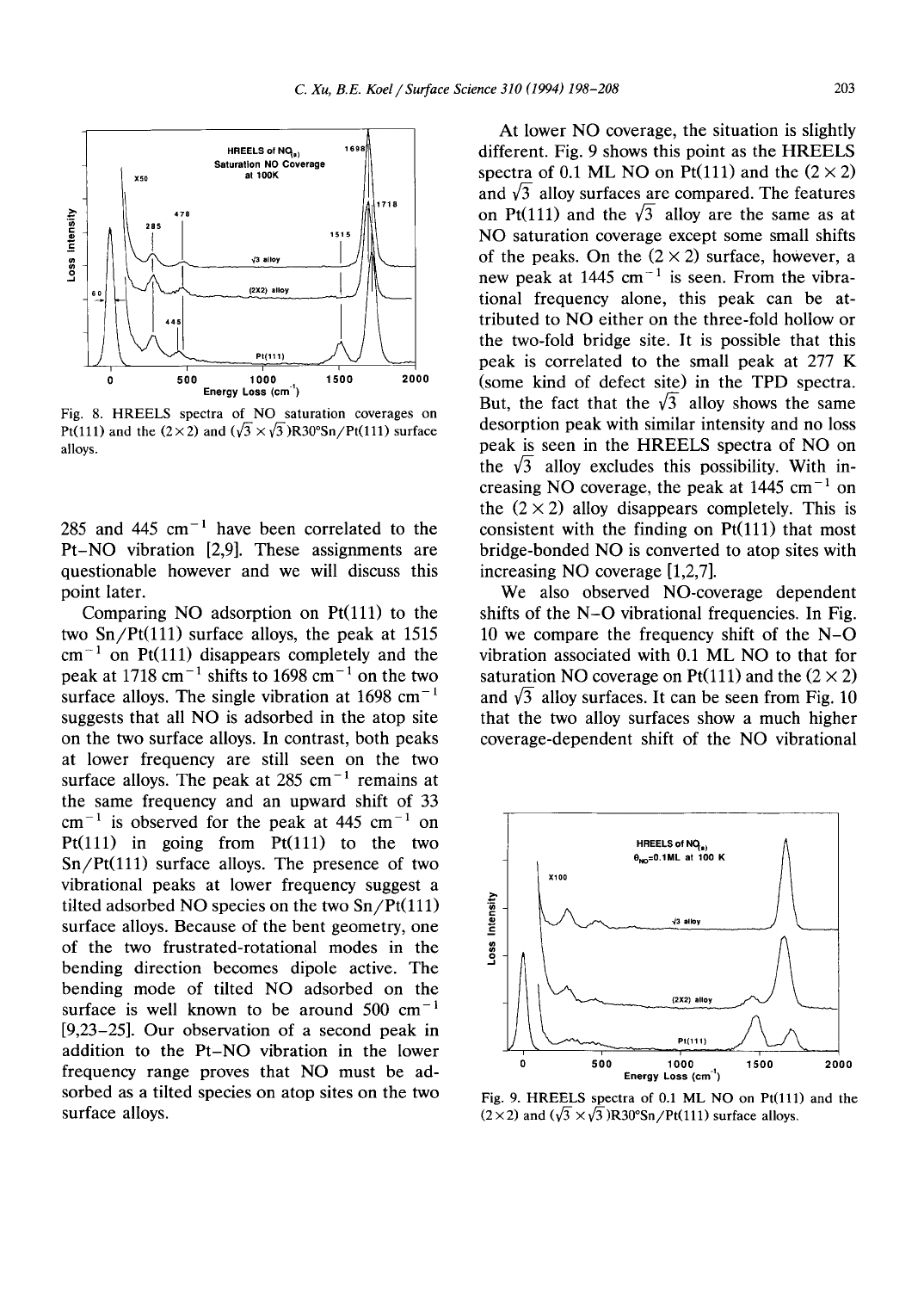Fig. 8. HREELS spectra of NO saturation coverages on Pt(111) and the (2×2) and ($\sqrt{3} \times \sqrt{3}$)R30°Sn/Pt(111) surface alloys.

285 and 445 $cm^{-1}$ have been correlated to the Pt–NO vibration [2,9]. These assignments are questionable however and we will discuss this point later.

Comparing NO adsorption on Pt(111) to the two Sn/Pt(111) surface alloys, the peak at 1515 $cm^{-1}$ on Pt(111) disappears completely and the peak at 1718 $cm^{-1}$ shifts to 1698 $cm^{-1}$ on the two surface alloys. The single vibration at 1698 $cm^{-1}$ suggests that all NO is adsorbed in the atop site on the two surface alloys. In contrast, both peaks at lower frequency are still seen on the two surface alloys. The peak at 285 $cm^{-1}$ remains at the same frequency and an upward shift of 33 $cm^{-1}$ is observed for the peak at 445 $cm^{-1}$ on Pt(111) in going from Pt(111) to the two Sn/Pt(111) surface alloys. The presence of two vibrational peaks at lower frequency suggest a tilted adsorbed NO species on the two Sn/Pt(111) surface alloys. Because of the bent geometry, one of the two frustrated-rotational modes in the bending direction becomes dipole active. The bending mode of tilted NO adsorbed on the surface is well known to be around 500 $cm^{-1}$ [9,23–25]. Our observation of a second peak in addition to the Pt–NO vibration in the lower frequency range proves that NO must be adsorbed as a tilted species on atop sites on the two surface alloys.

At lower NO coverage, the situation is slightly different. Fig. 9 shows this point as the HREELS spectra of 0.1 ML NO on Pt(111) and the (2 × 2) and $\sqrt{3}$ alloy surfaces are compared. The features on Pt(111) and the $\sqrt{3}$ alloy are the same as at NO saturation coverage except some small shifts of the peaks. On the (2 × 2) surface, however, a new peak at 1445 $cm^{-1}$ is seen. From the vibrational frequency alone, this peak can be attributed to NO either on the three-fold hollow or the two-fold bridge site. It is possible that this peak is correlated to the small peak at 277 K (some kind of defect site) in the TPD spectra. But, the fact that the $\sqrt{3}$ alloy shows the same desorption peak with similar intensity and no loss peak is seen in the HREELS spectra of NO on the $\sqrt{3}$ alloy excludes this possibility. With increasing NO coverage, the peak at 1445 $cm^{-1}$ on the (2 × 2) alloy disappears completely. This is consistent with the finding on Pt(111) that most bridge-bonded NO is converted to atop sites with increasing NO coverage [1,2,7].

We also observed NO-coverage dependent shifts of the N–O vibrational frequencies. In Fig. 10 we compare the frequency shift of the N–O vibration associated with 0.1 ML NO to that for saturation NO coverage on Pt(111) and the (2 × 2) and $\sqrt{3}$ alloy surfaces. It can be seen from Fig. 10 that the two alloy surfaces show a much higher coverage-dependent shift of the NO vibrational

Fig. 9. HREELS spectra of 0.1 ML NO on Pt(111) and the (2×2) and ($\sqrt{3} \times \sqrt{3}$)R30°Sn/Pt(111) surface alloys.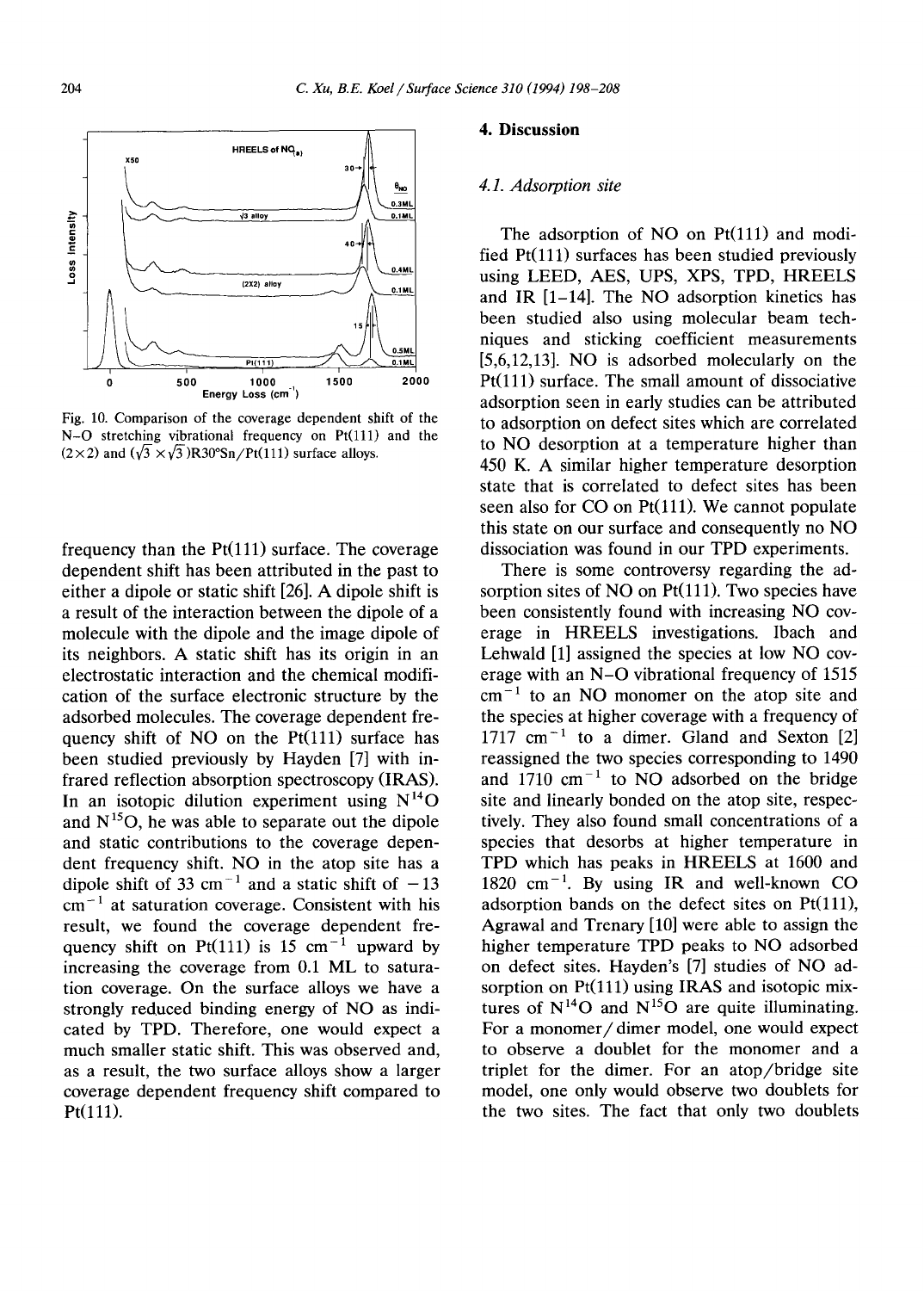Fig. 10. Comparison of the coverage dependent shift of the N–O stretching vibrational frequency on Pt(111) and the (2×2) and ($\sqrt{3} \times \sqrt{3}$)R30°Sn/Pt(111) surface alloys.

frequency than the Pt(111) surface. The coverage dependent shift has been attributed in the past to either a dipole or static shift [26]. A dipole shift is a result of the interaction between the dipole of a molecule with the dipole and the image dipole of its neighbors. A static shift has its origin in an electrostatic interaction and the chemical modification of the surface electronic structure by the adsorbed molecules. The coverage dependent frequency shift of NO on the Pt(111) surface has been studied previously by Hayden [7] with infrared reflection absorption spectroscopy (IRAS). In an isotopic dilution experiment using $N^{14}O$ and $N^{15}O$, he was able to separate out the dipole and static contributions to the coverage dependent frequency shift. NO in the atop site has a dipole shift of 33 $cm^{-1}$ and a static shift of $-13$ $cm^{-1}$ at saturation coverage. Consistent with his result, we found the coverage dependent frequency shift on Pt(111) is 15 $cm^{-1}$ upward by increasing the coverage from 0.1 ML to saturation coverage. On the surface alloys we have a strongly reduced binding energy of NO as indicated by TPD. Therefore, one would expect a much smaller static shift. This was observed and, as a result, the two surface alloys show a larger coverage dependent frequency shift compared to Pt(111).

## 4. Discussion

### 4.1. Adsorption site

The adsorption of NO on Pt(111) and modified Pt(111) surfaces has been studied previously using LEED, AES, UPS, XPS, TPD, HREELS and IR [1–14]. The NO adsorption kinetics has been studied also using molecular beam techniques and sticking coefficient measurements [5,6,12,13]. NO is adsorbed molecularly on the Pt(111) surface. The small amount of dissociative adsorption seen in early studies can be attributed to adsorption on defect sites which are correlated to NO desorption at a temperature higher than 450 K. A similar higher temperature desorption state that is correlated to defect sites has been seen also for CO on Pt(111). We cannot populate this state on our surface and consequently no NO dissociation was found in our TPD experiments.

There is some controversy regarding the adsorption sites of NO on Pt(111). Two species have been consistently found with increasing NO coverage in HREELS investigations. Ibach and Lehwald [1] assigned the species at low NO coverage with an N–O vibrational frequency of 1515 $cm^{-1}$ to an NO monomer on the atop site and the species at higher coverage with a frequency of 1717 $cm^{-1}$ to a dimer. Gland and Sexton [2] reassigned the two species corresponding to 1490 and 1710 $cm^{-1}$ to NO adsorbed on the bridge site and linearly bonded on the atop site, respectively. They also found small concentrations of a species that desorbs at higher temperature in TPD which has peaks in HREELS at 1600 and 1820 $cm^{-1}$. By using IR and well-known CO adsorption bands on the defect sites on Pt(111), Agrawal and Trenary [10] were able to assign the higher temperature TPD peaks to NO adsorbed on defect sites. Hayden's [7] studies of NO adsorption on Pt(111) using IRAS and isotopic mixtures of $N^{14}O$ and $N^{15}O$ are quite illuminating. For a monomer/dimer model, one would expect to observe a doublet for the monomer and a triplet for the dimer. For an atop/bridge site model, one only would observe two doublets for the two sites. The fact that only two doublets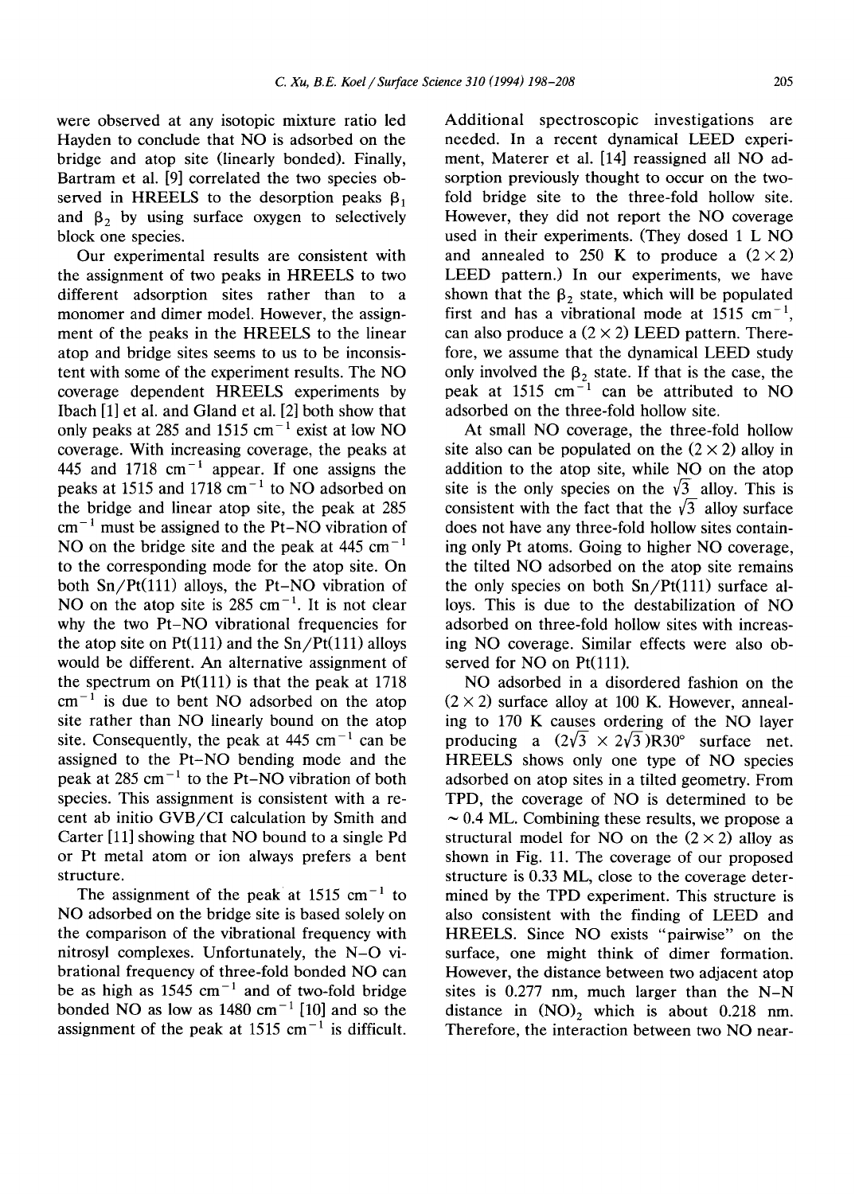were observed at any isotopic mixture ratio led Hayden to conclude that NO is adsorbed on the bridge and atop site (linearly bonded). Finally, Bartram et al. [9] correlated the two species observed in HREELS to the desorption peaks $\beta_1$ and $\beta_2$ by using surface oxygen to selectively block one species.

Our experimental results are consistent with the assignment of two peaks in HREELS to two different adsorption sites rather than to a monomer and dimer model. However, the assignment of the peaks in the HREELS to the linear atop and bridge sites seems to us to be inconsistent with some of the experiment results. The NO coverage dependent HREELS experiments by Ibach [1] et al. and Gland et al. [2] both show that only peaks at 285 and 1515 $cm^{-1}$ exist at low NO coverage. With increasing coverage, the peaks at 445 and 1718 $cm^{-1}$ appear. If one assigns the peaks at 1515 and 1718 $cm^{-1}$ to NO adsorbed on the bridge and linear atop site, the peak at 285 $cm^{-1}$ must be assigned to the Pt–NO vibration of NO on the bridge site and the peak at 445 $cm^{-1}$ to the corresponding mode for the atop site. On both Sn/Pt(111) alloys, the Pt–NO vibration of NO on the atop site is 285 $cm^{-1}$. It is not clear why the two Pt–NO vibrational frequencies for the atop site on Pt(111) and the Sn/Pt(111) alloys would be different. An alternative assignment of the spectrum on Pt(111) is that the peak at 1718 $cm^{-1}$ is due to bent NO adsorbed on the atop site rather than NO linearly bound on the atop site. Consequently, the peak at 445 $cm^{-1}$ can be assigned to the Pt–NO bending mode and the peak at 285 $cm^{-1}$ to the Pt–NO vibration of both species. This assignment is consistent with a recent ab initio GVB/CI calculation by Smith and Carter [11] showing that NO bound to a single Pd or Pt metal atom or ion always prefers a bent structure.

The assignment of the peak at 1515 $cm^{-1}$ to NO adsorbed on the bridge site is based solely on the comparison of the vibrational frequency with nitrosyl complexes. Unfortunately, the N–O vibrational frequency of three-fold bonded NO can be as high as 1545 $cm^{-1}$ and of two-fold bridge bonded NO as low as 1480 $cm^{-1}$ [10] and so the assignment of the peak at 1515 $cm^{-1}$ is difficult. Additional spectroscopic investigations are needed. In a recent dynamical LEED experiment, Materer et al. [14] reassigned all NO adsorption previously thought to occur on the two-fold bridge site to the three-fold hollow site. However, they did not report the NO coverage used in their experiments. (They dosed 1 L NO and annealed to 250 K to produce a $(2 \times 2)$ LEED pattern.) In our experiments, we have shown that the $\beta_2$ state, which will be populated first and has a vibrational mode at 1515 $cm^{-1}$, can also produce a $(2 \times 2)$ LEED pattern. Therefore, we assume that the dynamical LEED study only involved the $\beta_2$ state. If that is the case, the peak at 1515 $cm^{-1}$ can be attributed to NO adsorbed on the three-fold hollow site.

At small NO coverage, the three-fold hollow site also can be populated on the $(2 \times 2)$ alloy in addition to the atop site, while NO on the atop site is the only species on the $\sqrt{3}$ alloy. This is consistent with the fact that the $\sqrt{3}$ alloy surface does not have any three-fold hollow sites containing only Pt atoms. Going to higher NO coverage, the tilted NO adsorbed on the atop site remains the only species on both Sn/Pt(111) surface alloys. This is due to the destabilization of NO adsorbed on three-fold hollow sites with increasing NO coverage. Similar effects were also observed for NO on Pt(111).

NO adsorbed in a disordered fashion on the $(2 \times 2)$ surface alloy at 100 K. However, annealing to 170 K causes ordering of the NO layer producing a $(2\sqrt{3} \times 2\sqrt{3})R30°$ surface net. HREELS shows only one type of NO species adsorbed on atop sites in a tilted geometry. From TPD, the coverage of NO is determined to be ~ 0.4 ML. Combining these results, we propose a structural model for NO on the $(2 \times 2)$ alloy as shown in Fig. 11. The coverage of our proposed structure is 0.33 ML, close to the coverage determined by the TPD experiment. This structure is also consistent with the finding of LEED and HREELS. Since NO exists "pairwise" on the surface, one might think of dimer formation. However, the distance between two adjacent atop sites is 0.277 nm, much larger than the N–N distance in $(NO)_2$ which is about 0.218 nm. Therefore, the interaction between two NO near-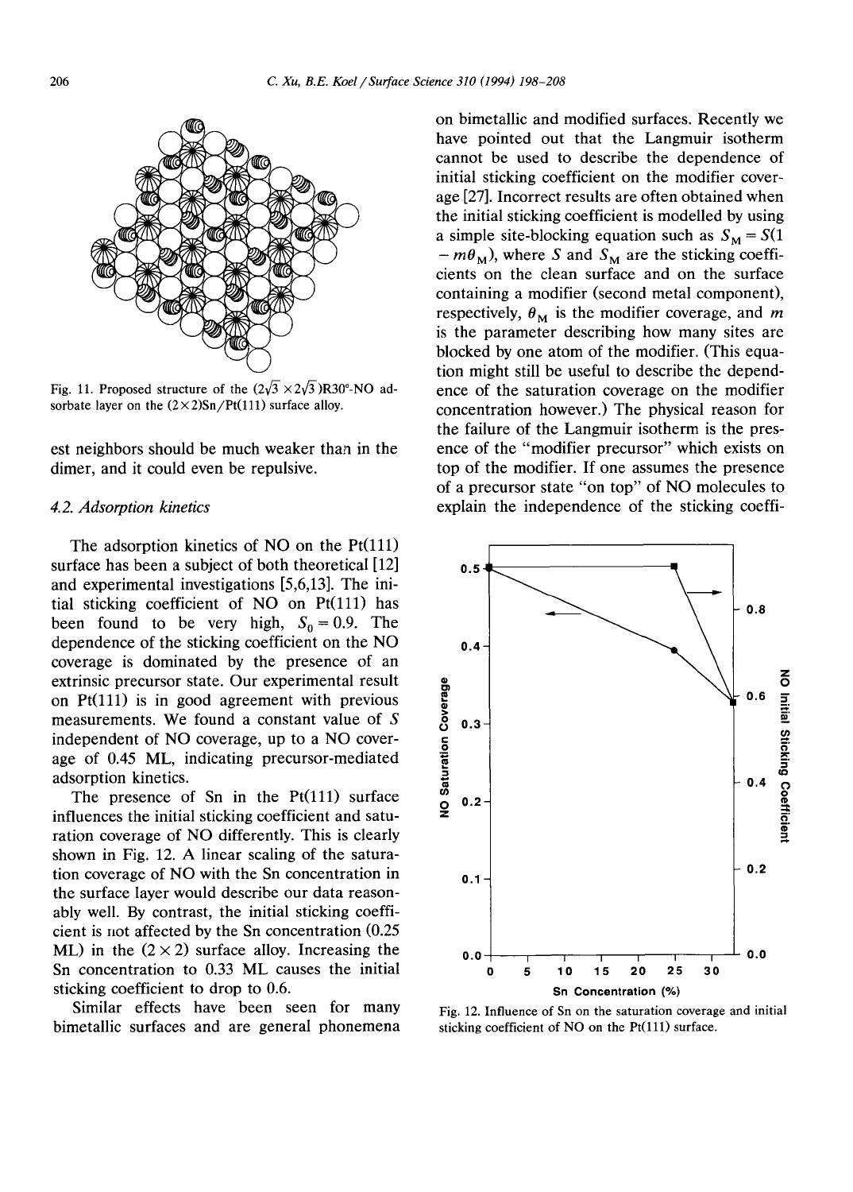Fig. 11. Proposed structure of the $(2\sqrt{3} \times 2\sqrt{3})R30°$-NO adsorbate layer on the $(2\times2)Sn/Pt(111)$ surface alloy.

est neighbors should be much weaker than in the dimer, and it could even be repulsive.

### 4.2. Adsorption kinetics

The adsorption kinetics of NO on the Pt(111) surface has been a subject of both theoretical [12] and experimental investigations [5,6,13]. The initial sticking coefficient of NO on Pt(111) has been found to be very high, $S_0 = 0.9$. The dependence of the sticking coefficient on the NO coverage is dominated by the presence of an extrinsic precursor state. Our experimental result on Pt(111) is in good agreement with previous measurements. We found a constant value of $S$ independent of NO coverage, up to a NO coverage of 0.45 ML, indicating precursor-mediated adsorption kinetics.

The presence of Sn in the Pt(111) surface influences the initial sticking coefficient and saturation coverage of NO differently. This is clearly shown in Fig. 12. A linear scaling of the saturation coverage of NO with the Sn concentration in the surface layer would describe our data reasonably well. By contrast, the initial sticking coefficient is not affected by the Sn concentration (0.25 ML) in the $(2\times2)$ surface alloy. Increasing the Sn concentration to 0.33 ML causes the initial sticking coefficient to drop to 0.6.

Similar effects have been seen for many bimetallic surfaces and are general phonemena on bimetallic and modified surfaces. Recently we have pointed out that the Langmuir isotherm cannot be used to describe the dependence of initial sticking coefficient on the modifier coverage [27]. Incorrect results are often obtained when the initial sticking coefficient is modelled by using a simple site-blocking equation such as $S_M = S(1 - m\theta_M)$, where $S$ and $S_M$ are the sticking coefficients on the clean surface and on the surface containing a modifier (second metal component), respectively, $\theta_M$ is the modifier coverage, and $m$ is the parameter describing how many sites are blocked by one atom of the modifier. (This equation might still be useful to describe the dependence of the saturation coverage on the modifier concentration however.) The physical reason for the failure of the Langmuir isotherm is the presence of the "modifier precursor" which exists on top of the modifier. If one assumes the presence of a precursor state "on top" of NO molecules to explain the independence of the sticking coeffi-

Fig. 12. Influence of Sn on the saturation coverage and initial sticking coefficient of NO on the Pt(111) surface.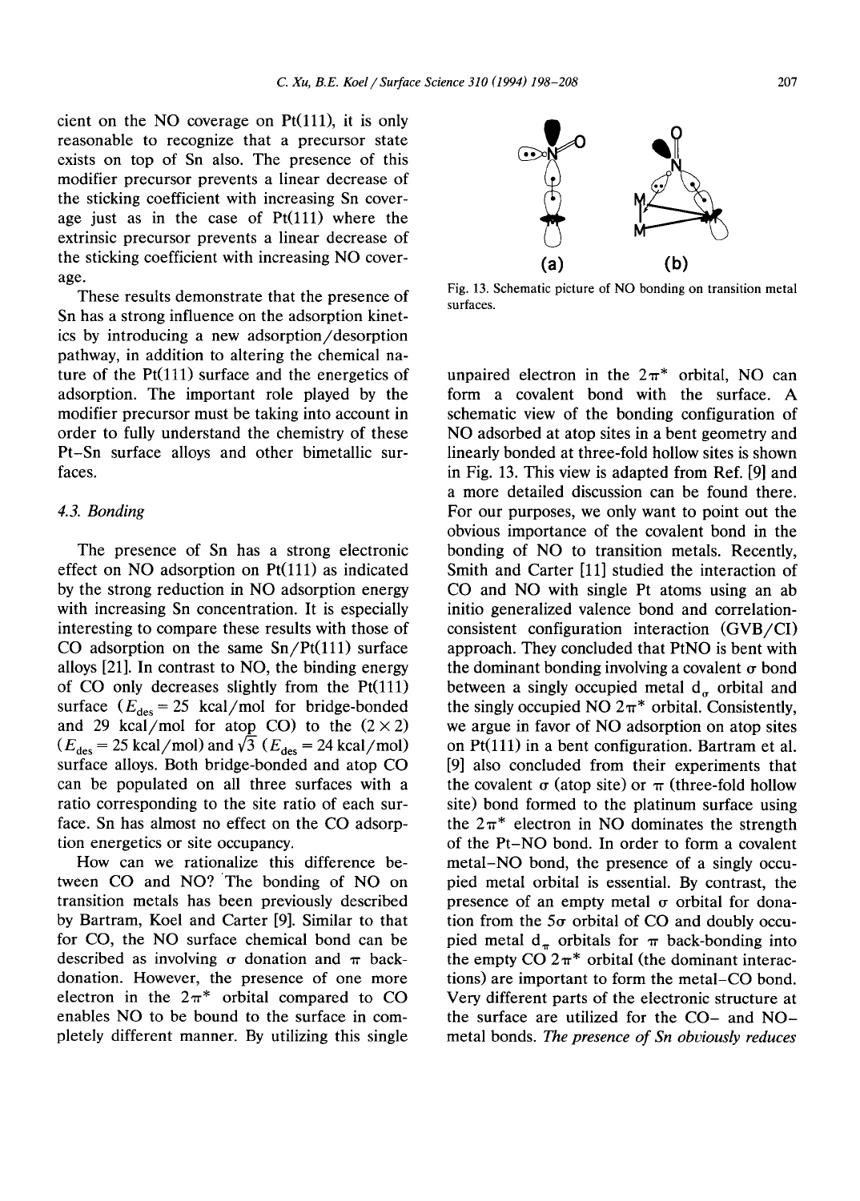cient on the NO coverage on Pt(111), it is only reasonable to recognize that a precursor state exists on top of Sn also. The presence of this modifier precursor prevents a linear decrease of the sticking coefficient with increasing Sn coverage just as in the case of Pt(111) where the extrinsic precursor prevents a linear decrease of the sticking coefficient with increasing NO coverage.

These results demonstrate that the presence of Sn has a strong influence on the adsorption kinetics by introducing a new adsorption/desorption pathway, in addition to altering the chemical nature of the Pt(111) surface and the energetics of adsorption. The important role played by the modifier precursor must be taking into account in order to fully understand the chemistry of these Pt–Sn surface alloys and other bimetallic surfaces.

### 4.3. Bonding

The presence of Sn has a strong electronic effect on NO adsorption on Pt(111) as indicated by the strong reduction in NO adsorption energy with increasing Sn concentration. It is especially interesting to compare these results with those of CO adsorption on the same Sn/Pt(111) surface alloys [21]. In contrast to NO, the binding energy of CO only decreases slightly from the Pt(111) surface ($E_{des}$ = 25 kcal/mol for bridge-bonded and 29 kcal/mol for atop CO) to the (2 × 2) ($E_{des}$ = 25 kcal/mol) and $\sqrt{3}$ ($E_{des}$ = 24 kcal/mol) surface alloys. Both bridge-bonded and atop CO can be populated on all three surfaces with a ratio corresponding to the site ratio of each surface. Sn has almost no effect on the CO adsorption energetics or site occupancy.

How can we rationalize this difference between CO and NO? The bonding of NO on transition metals has been previously described by Bartram, Koel and Carter [9]. Similar to that for CO, the NO surface chemical bond can be described as involving σ donation and π back-donation. However, the presence of one more electron in the 2π* orbital compared to CO enables NO to be bound to the surface in completely different manner. By utilizing this single unpaired electron in the 2π* orbital, NO can form a covalent bond with the surface. A schematic view of the bonding configuration of NO adsorbed at atop sites in a bent geometry and linearly bonded at three-fold hollow sites is shown in Fig. 13. This view is adapted from Ref. [9] and a more detailed discussion can be found there. For our purposes, we only want to point out the obvious importance of the covalent bond in the bonding of NO to transition metals. Recently, Smith and Carter [11] studied the interaction of CO and NO with single Pt atoms using an ab initio generalized valence bond and correlation-consistent configuration interaction (GVB/CI) approach. They concluded that PtNO is bent with the dominant bonding involving a covalent σ bond between a singly occupied metal $d_\sigma$ orbital and the singly occupied NO 2π* orbital. Consistently, we argue in favor of NO adsorption on atop sites on Pt(111) in a bent configuration. Bartram et al. [9] also concluded from their experiments that the covalent σ (atop site) or π (three-fold hollow site) bond formed to the platinum surface using the 2π* electron in NO dominates the strength of the Pt–NO bond. In order to form a covalent metal–NO bond, the presence of a singly occupied metal orbital is essential. By contrast, the presence of an empty metal σ orbital for donation from the 5σ orbital of CO and doubly occupied metal $d_\pi$ orbitals for π back-bonding into the empty CO 2π* orbital (the dominant interactions) are important to form the metal–CO bond. Very different parts of the electronic structure at the surface are utilized for the CO– and NO–metal bonds. *The presence of Sn obviously reduces*

(a) (b)

Fig. 13. Schematic picture of NO bonding on transition metal surfaces.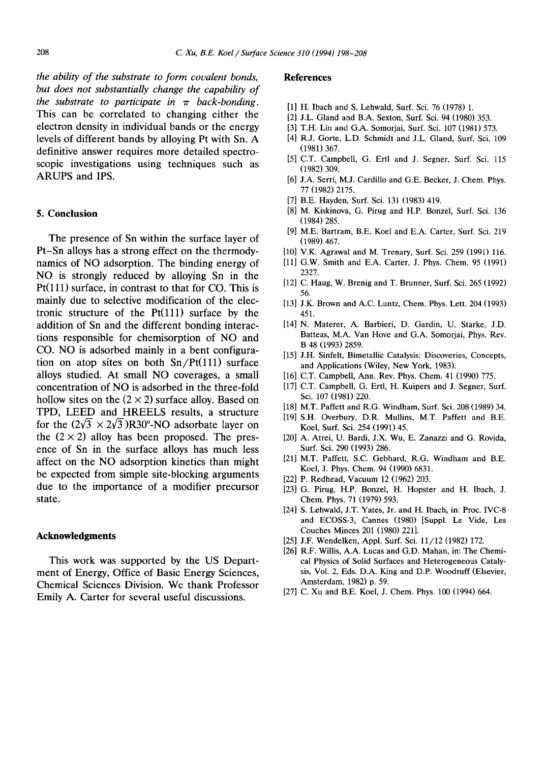*the ability of the substrate to form covalent bonds, but does not substantially change the capability of the substrate to participate in π back-bonding.* This can be correlated to changing either the electron density in individual bands or the energy levels of different bands by alloying Pt with Sn. A definitive answer requires more detailed spectroscopic investigations using techniques such as ARUPS and IPS.

## 5. Conclusion

The presence of Sn within the surface layer of Pt–Sn alloys has a strong effect on the thermodynamics of NO adsorption. The binding energy of NO is strongly reduced by alloying Sn in the Pt(111) surface, in contrast to that for CO. This is mainly due to selective modification of the electronic structure of the Pt(111) surface by the addition of Sn and the different bonding interactions responsible for chemisorption of NO and CO. NO is adsorbed mainly in a bent configuration on atop sites on both Sn/Pt(111) surface alloys studied. At small NO coverages, a small concentration of NO is adsorbed in the three-fold hollow sites on the $(2 \times 2)$ surface alloy. Based on TPD, LEED and HREELS results, a structure for the $(2\sqrt{3} \times 2\sqrt{3})R30°$-NO adsorbate layer on the $(2 \times 2)$ alloy has been proposed. The presence of Sn in the surface alloys has much less affect on the NO adsorption kinetics than might be expected from simple site-blocking arguments due to the importance of a modifier precursor state.

## Acknowledgments

This work was supported by the US Department of Energy, Office of Basic Energy Sciences, Chemical Sciences Division. We thank Professor Emily A. Carter for several useful discussions.

## References

[1] H. Ibach and S. Lehwald, Surf. Sci. 76 (1978) 1.

[2] J.L. Gland and B.A. Sexton, Surf. Sci. 94 (1980) 353.

[3] T.H. Lin and G.A. Somorjai, Surf. Sci. 107 (1981) 573.

[4] R.J. Gorte, L.D. Schmidt and J.L. Gland, Surf. Sci. 109 (1981) 367.

[5] C.T. Campbell, G. Ertl and J. Segner, Surf. Sci. 115 (1982) 309.

[6] J.A. Serri, M.J. Cardillo and G.E. Becker, J. Chem. Phys. 77 (1982) 2175.

[7] B.E. Hayden, Surf. Sci. 131 (1983) 419.

[8] M. Kiskinova, G. Pirug and H.P. Bonzel, Surf. Sci. 136 (1984) 285.

[9] M.E. Bartram, B.E. Koel and E.A. Carter, Surf. Sci. 219 (1989) 467.

[10] V.K. Agrawal and M. Trenary, Surf. Sci. 259 (1991) 116.

[11] G.W. Smith and E.A. Carter, J. Phys. Chem. 95 (1991) 2327.

[12] C. Haug, W. Brenig and T. Brunner, Surf. Sci. 265 (1992) 56.

[13] J.K. Brown and A.C. Luntz, Chem. Phys. Lett. 204 (1993) 451.

[14] N. Materer, A. Barbieri, D. Gardin, U. Starke, J.D. Batteas, M.A. Van Hove and G.A. Somorjai, Phys. Rev. B 48 (1993) 2859.

[15] J.H. Sinfelt, Bimetallic Catalysis: Discoveries, Concepts, and Applications (Wiley, New York, 1983).

[16] C.T. Campbell, Ann. Rev. Phys. Chem. 41 (1990) 775.

[17] C.T. Campbell, G. Ertl, H. Kuipers and J. Segner, Surf. Sci. 107 (1981) 220.

[18] M.T. Paffett and R.G. Windham, Surf. Sci. 208 (1989) 34.

[19] S.H. Overbury, D.R. Mullins, M.T. Paffett and B.E. Koel, Surf. Sci. 254 (1991) 45.

[20] A. Atrei, U. Bardi, J.X. Wu, E. Zanazzi and G. Rovida, Surf. Sci. 290 (1993) 286.

[21] M.T. Paffett, S.C. Gebhard, R.G. Windham and B.E. Koel, J. Phys. Chem. 94 (1990) 6831.

[22] P. Redhead, Vacuum 12 (1962) 203.

[23] G. Pirug, H.P. Bonzel, H. Hopster and H. Ibach, J. Chem. Phys. 71 (1979) 593.

[24] S. Lehwald, J.T. Yates, Jr. and H. Ibach, in: Proc. IVC-8 and ECOSS-3, Cannes (1980) [Suppl. Le Vide, Les Couches Minces 201 (1980) 221].

[25] J.F. Wendelken, Appl. Surf. Sci. 11/12 (1982) 172.

[26] R.F. Willis, A.A. Lucas and G.D. Mahan, in: The Chemical Physics of Solid Surfaces and Heterogeneous Catalysis, Vol. 2, Eds. D.A. King and D.P. Woodruff (Elsevier, Amsterdam, 1982) p. 59.

[27] C. Xu and B.E. Koel, J. Chem. Phys. 100 (1994) 664.